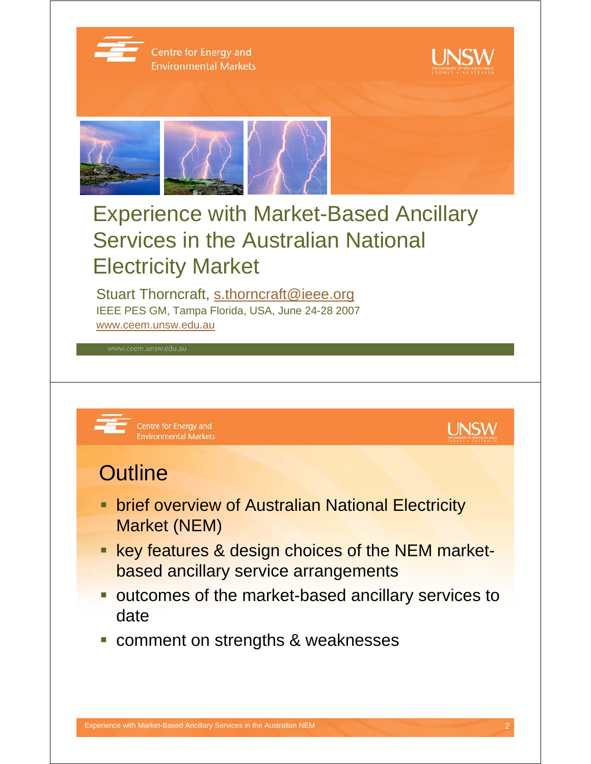# Experience with Market-Based Ancillary Services in the Australian National Electricity Market

Stuart Thorncraft, s.thorncraft@ieee.org

IEEE PES GM, Tampa Florida, USA, June 24-28 2007

www.ceem.unsw.edu.au

## Outline

- brief overview of Australian National Electricity Market (NEM)
- key features & design choices of the NEM market-based ancillary service arrangements
- outcomes of the market-based ancillary services to date
- comment on strengths & weaknesses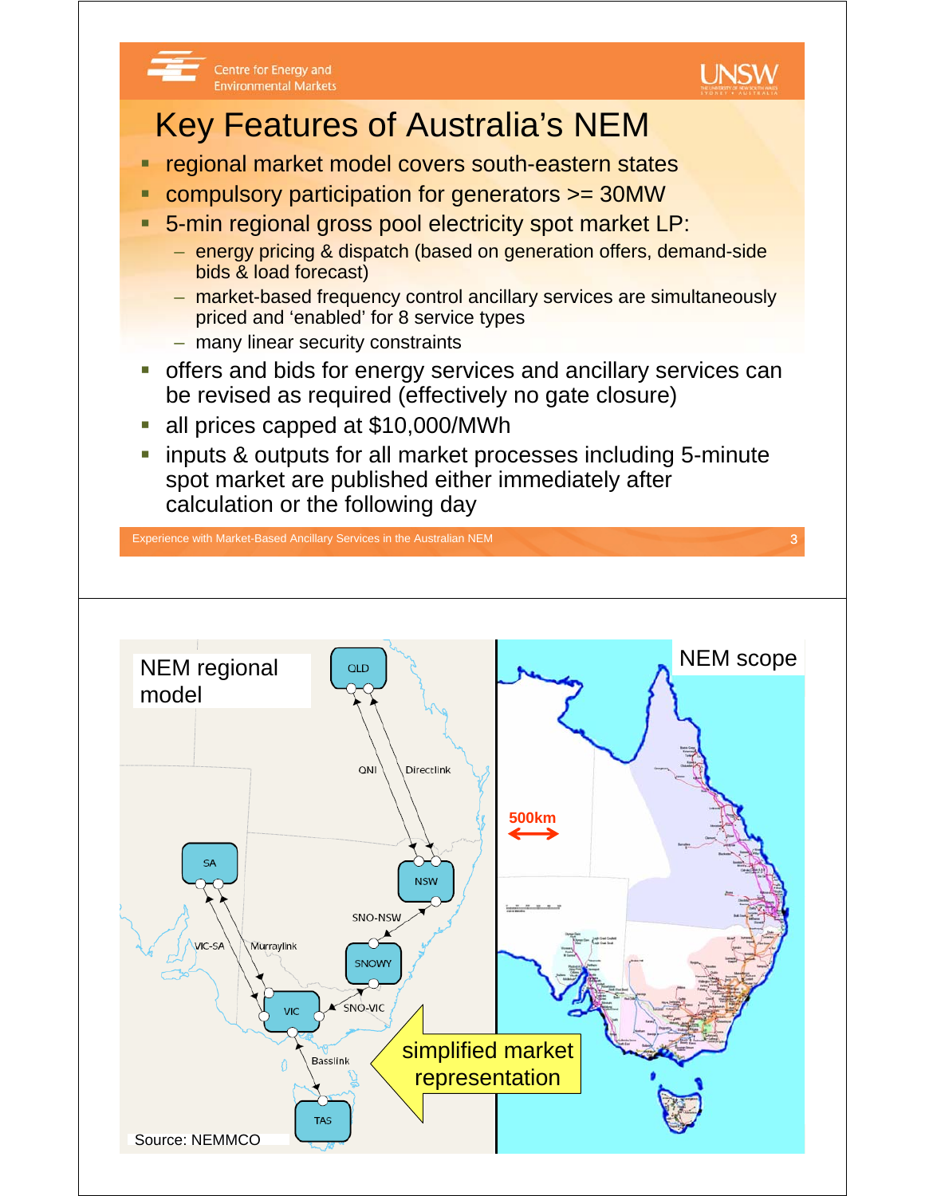# Key Features of Australia's NEM

- regional market model covers south-eastern states
- compulsory participation for generators >= 30MW
- 5-min regional gross pool electricity spot market LP:
  - energy pricing & dispatch (based on generation offers, demand-side bids & load forecast)
  - market-based frequency control ancillary services are simultaneously priced and 'enabled' for 8 service types
  - many linear security constraints
- offers and bids for energy services and ancillary services can be revised as required (effectively no gate closure)
- all prices capped at $10,000/MWh
- inputs & outputs for all market processes including 5-minute spot market are published either immediately after calculation or the following day

NEM regional model

QLD, NSW, SA, SNOWY, VIC, TAS

QNI, Directlink, SNO-NSW, VIC-SA, Murraylink, SNO-VIC, Basslink

simplified market representation

Source: NEMMCO

NEM scope

500km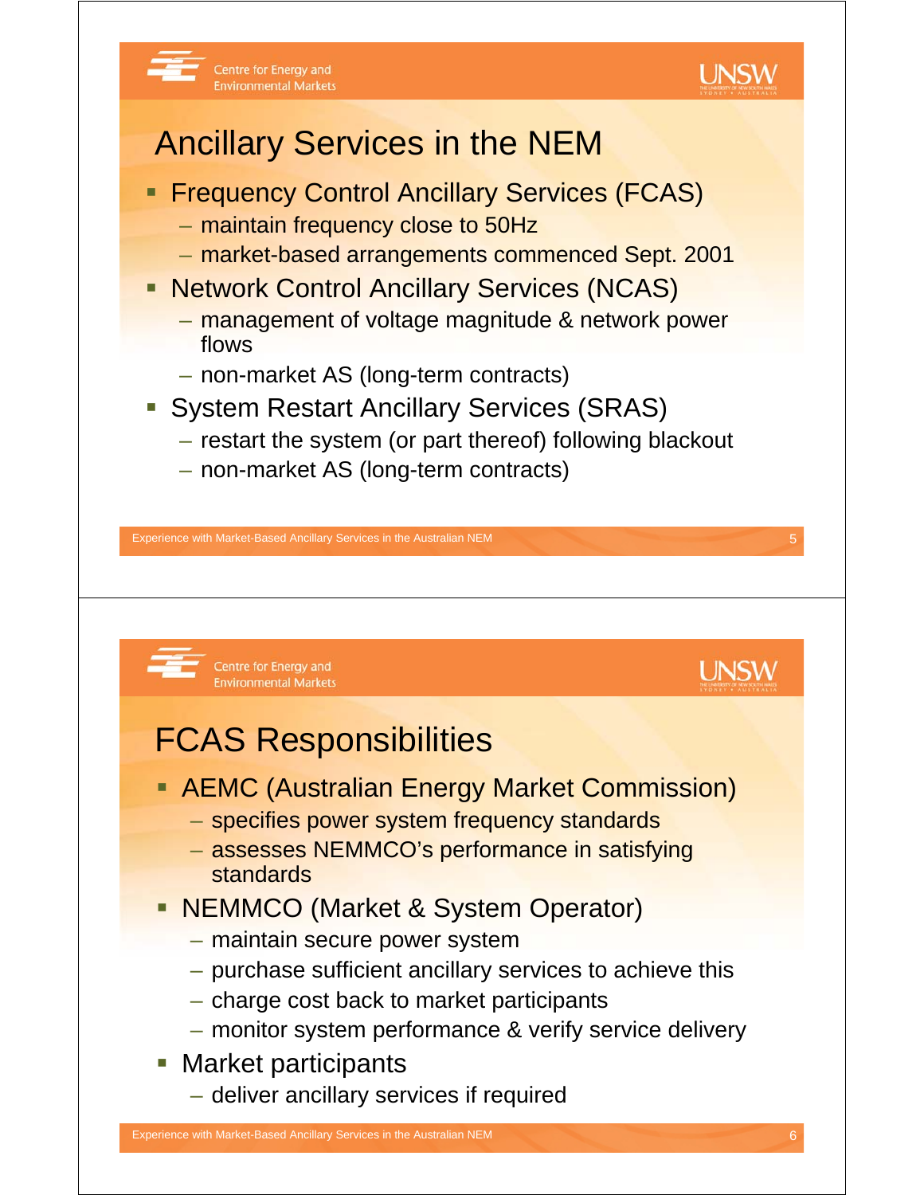# Ancillary Services in the NEM

- Frequency Control Ancillary Services (FCAS)
  - maintain frequency close to 50Hz
  - market-based arrangements commenced Sept. 2001
- Network Control Ancillary Services (NCAS)
  - management of voltage magnitude & network power flows
  - non-market AS (long-term contracts)
- System Restart Ancillary Services (SRAS)
  - restart the system (or part thereof) following blackout
  - non-market AS (long-term contracts)

# FCAS Responsibilities

- AEMC (Australian Energy Market Commission)
  - specifies power system frequency standards
  - assesses NEMMCO's performance in satisfying standards
- NEMMCO (Market & System Operator)
  - maintain secure power system
  - purchase sufficient ancillary services to achieve this
  - charge cost back to market participants
  - monitor system performance & verify service delivery
- Market participants
  - deliver ancillary services if required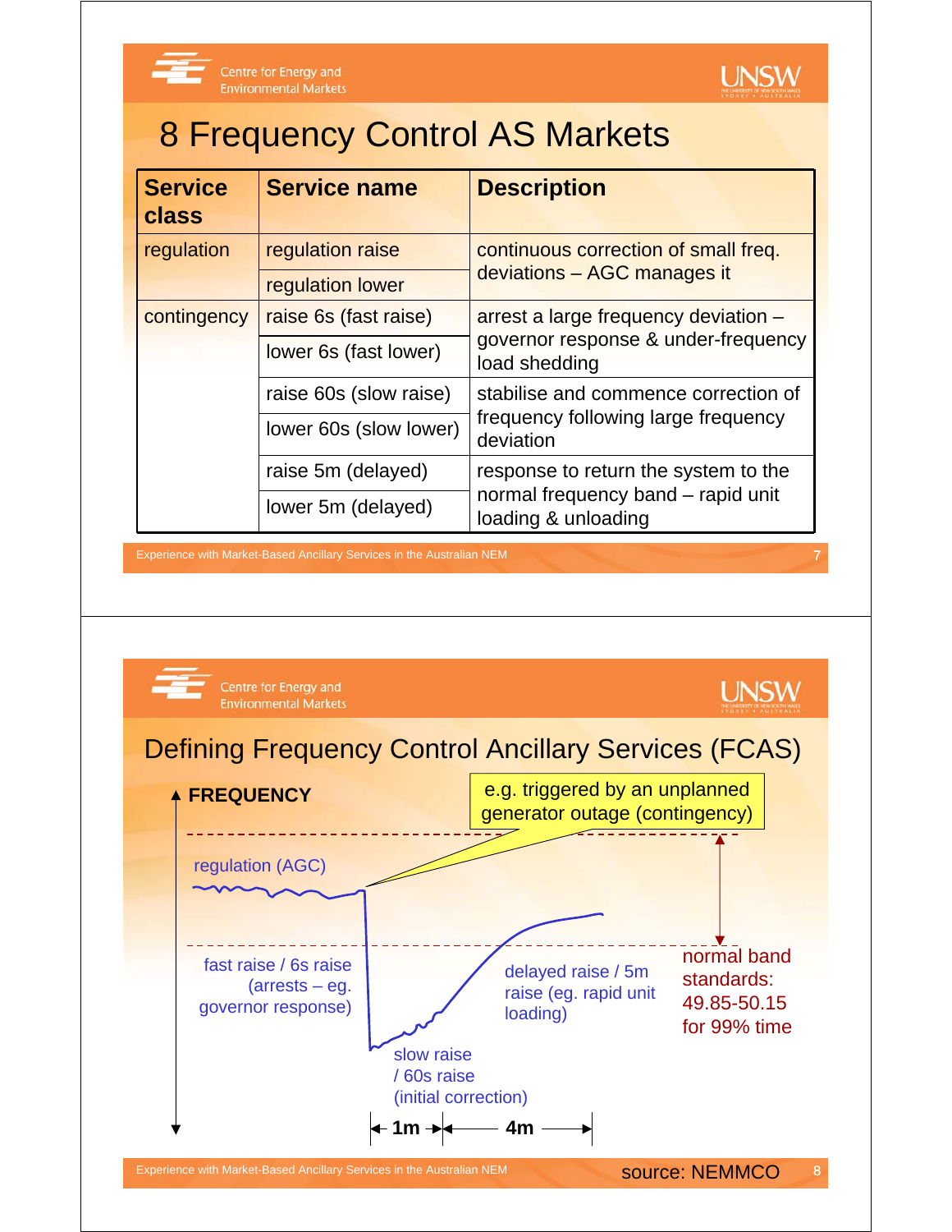# 8 Frequency Control AS Markets

| Service class | Service name | Description |
|---|---|---|
| regulation | regulation raise | continuous correction of small freq. deviations – AGC manages it |
| | regulation lower | |
| contingency | raise 6s (fast raise) | arrest a large frequency deviation – governor response & under-frequency load shedding |
| | lower 6s (fast lower) | |
| | raise 60s (slow raise) | stabilise and commence correction of frequency following large frequency deviation |
| | lower 60s (slow lower) | |
| | raise 5m (delayed) | response to return the system to the normal frequency band – rapid unit loading & unloading |
| | lower 5m (delayed) | |

# Defining Frequency Control Ancillary Services (FCAS)

FREQUENCY

e.g. triggered by an unplanned generator outage (contingency)

regulation (AGC)

fast raise / 6s raise (arrests – eg. governor response)

slow raise / 60s raise (initial correction)

delayed raise / 5m raise (eg. rapid unit loading)

normal band standards: 49.85-50.15 for 99% time

1m — 4m

source: NEMMCO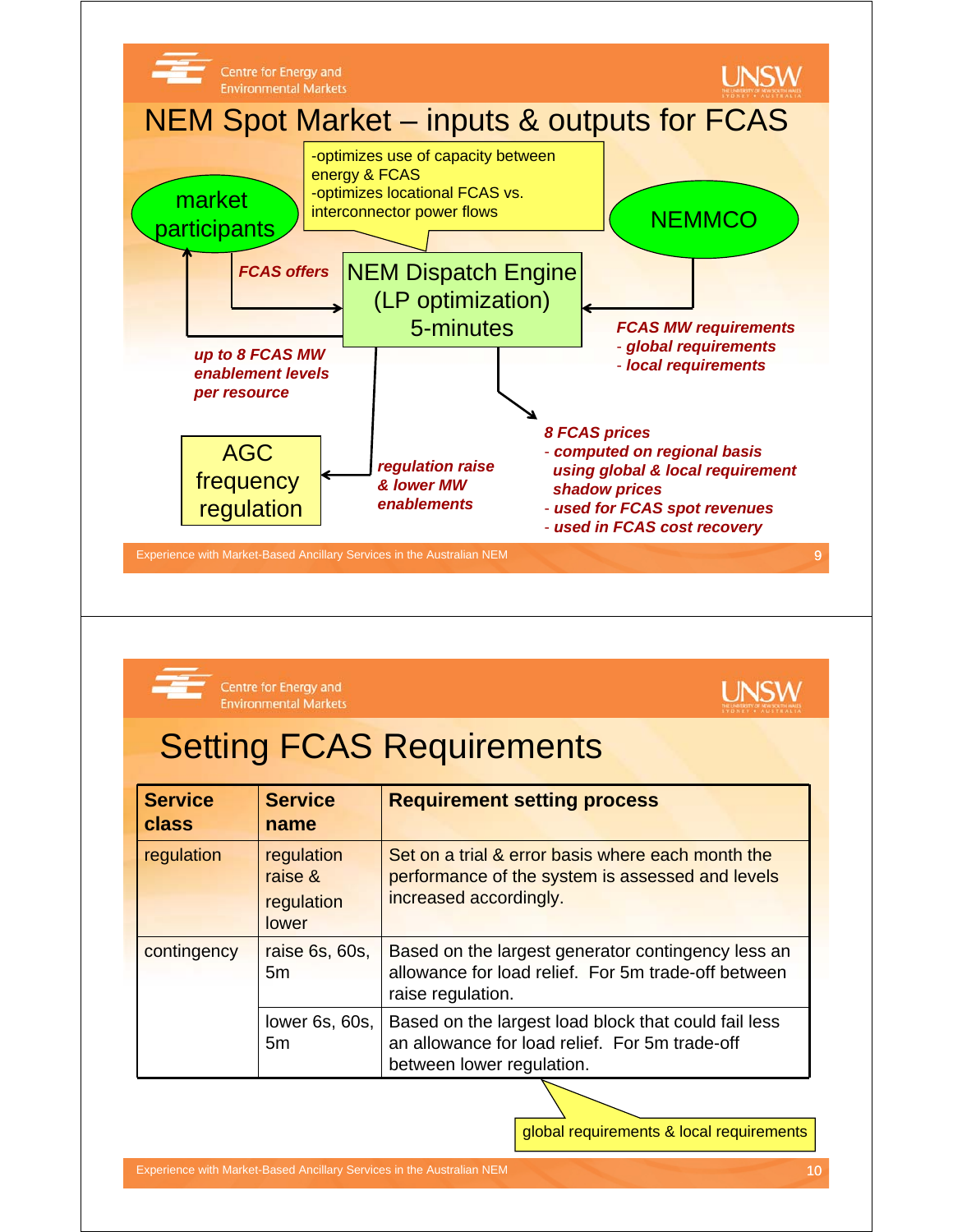# NEM Spot Market – inputs & outputs for FCAS

- optimizes use of capacity between energy & FCAS
- optimizes locational FCAS vs. interconnector power flows

market participants

NEMMCO

*FCAS offers*

NEM Dispatch Engine (LP optimization) 5-minutes

*FCAS MW requirements*
- *global requirements*
- *local requirements*

*up to 8 FCAS MW enablement levels per resource*

AGC frequency regulation

*regulation raise & lower MW enablements*

*8 FCAS prices*
- *computed on regional basis using global & local requirement shadow prices*
- *used for FCAS spot revenues*
- *used in FCAS cost recovery*

# Setting FCAS Requirements

| Service class | Service name | Requirement setting process |
|---|---|---|
| regulation | regulation raise & regulation lower | Set on a trial & error basis where each month the performance of the system is assessed and levels increased accordingly. |
| contingency | raise 6s, 60s, 5m | Based on the largest generator contingency less an allowance for load relief. For 5m trade-off between raise regulation. |
| | lower 6s, 60s, 5m | Based on the largest load block that could fail less an allowance for load relief. For 5m trade-off between lower regulation. |

global requirements & local requirements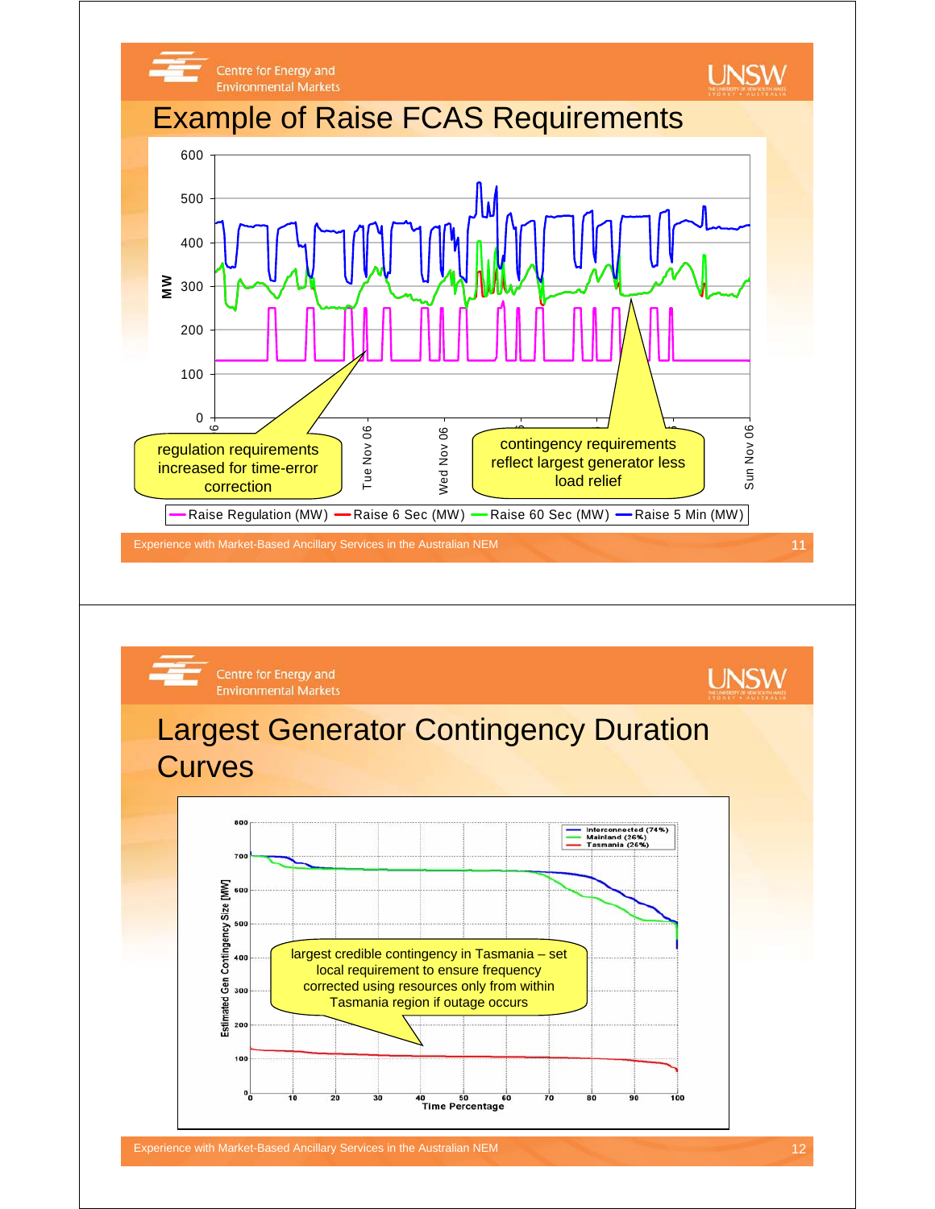# Example of Raise FCAS Requirements

MW

600
500
400
300
200
100
0

Tue Nov 06 | Wed Nov 06 | Sun Nov 06

regulation requirements increased for time-error correction

contingency requirements reflect largest generator less load relief

Raise Regulation (MW) — Raise 6 Sec (MW) — Raise 60 Sec (MW) — Raise 5 Min (MW)

Experience with Market-Based Ancillary Services in the Australian NEM

# Largest Generator Contingency Duration Curves

Estimated Gen Contingency Size [MW]

Time Percentage

Interconnected (74%)
Mainland (26%)
Tasmania (26%)

largest credible contingency in Tasmania – set local requirement to ensure frequency corrected using resources only from within Tasmania region if outage occurs

Experience with Market-Based Ancillary Services in the Australian NEM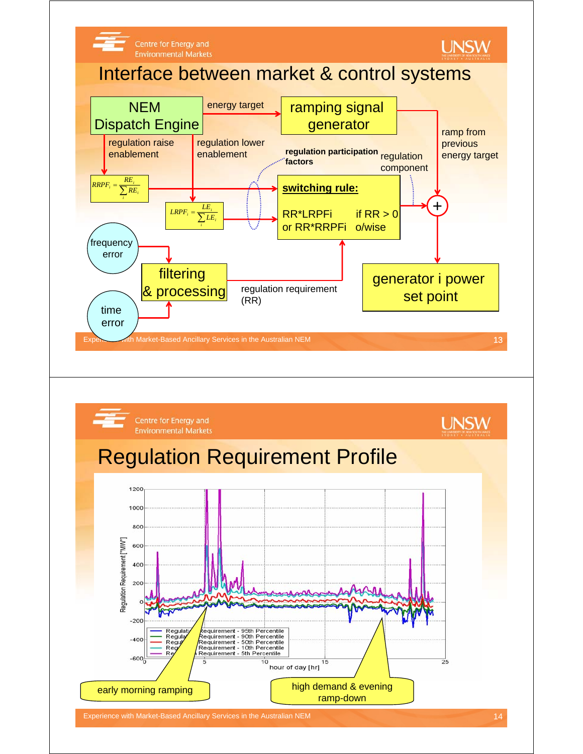## Interface between market & control systems

**NEM Dispatch Engine**

- energy target → ramping signal generator
- ramp from previous energy target
- regulation raise enablement: $RRPF_i = \frac{RE_i}{\sum_i RE_i}$
- regulation lower enablement: $LRPF_i = \frac{LE_i}{\sum_i LE_i}$
- regulation participation factors
- regulation component

**switching rule:**

RR*LRPFi if RR > 0
or RR*RRPFi o/wise

- frequency error
- time error
- filtering & processing
- regulation requirement (RR)
- generator i power set point

---

## Regulation Requirement Profile

Regulation Requirement ["MW"] vs. hour of day [hr]

- Regulation Requirement - 95th Percentile
- Regulation Requirement - 90th Percentile
- Regulation Requirement - 50th Percentile
- Regulation Requirement - 10th Percentile
- Regulation Requirement - 5th Percentile

early morning ramping

high demand & evening ramp-down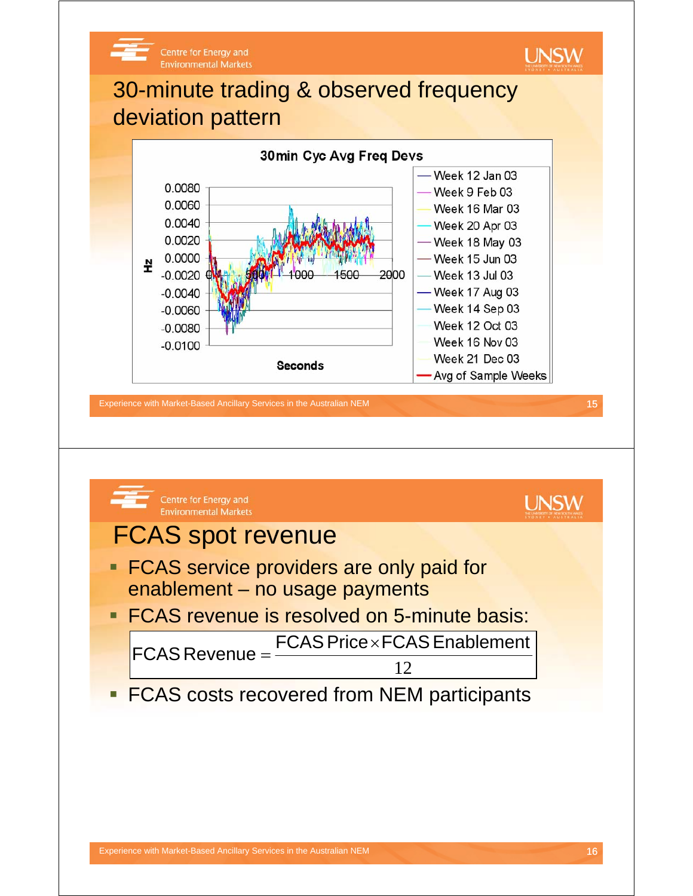# 30-minute trading & observed frequency deviation pattern

**30min Cyc Avg Freq Devs**

Y-axis: Hz (0.0080 to -0.0100); X-axis: Seconds (0 to 2000)

Legend: Week 12 Jan 03, Week 9 Feb 03, Week 16 Mar 03, Week 20 Apr 03, Week 18 May 03, Week 15 Jun 03, Week 13 Jul 03, Week 17 Aug 03, Week 14 Sep 03, Week 12 Oct 03, Week 16 Nov 03, Week 21 Dec 03, Avg of Sample Weeks

# FCAS spot revenue

- FCAS service providers are only paid for enablement – no usage payments
- FCAS revenue is resolved on 5-minute basis:

$$\text{FCAS Revenue} = \frac{\text{FCAS Price} \times \text{FCAS Enablement}}{12}$$

- FCAS costs recovered from NEM participants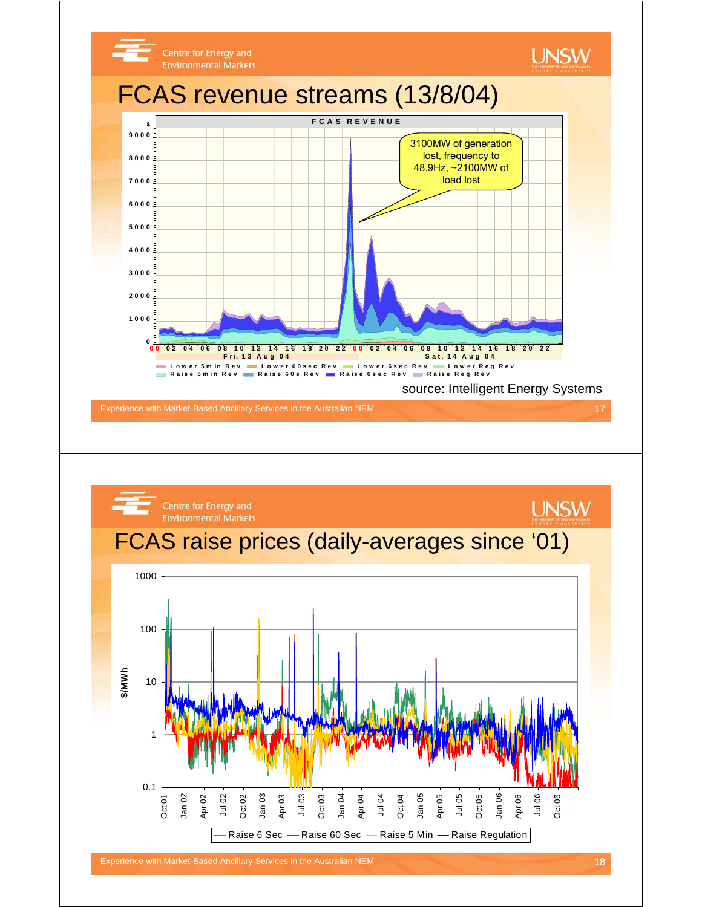## FCAS revenue streams (13/8/04)

FCAS REVENUE

3100MW of generation lost, frequency to 48.9Hz, ~2100MW of load lost

Lower 5min Rev, Lower 60sec Rev, Lower 6sec Rev, Lower Reg Rev, Raise 5min Rev, Raise 60s Rev, Raise 6sec Rev, Raise Reg Rev

source: Intelligent Energy Systems

Experience with Market-Based Ancillary Services in the Australian NEM

## FCAS raise prices (daily-averages since '01)

Raise 6 Sec, Raise 60 Sec, Raise 5 Min, Raise Regulation

Experience with Market-Based Ancillary Services in the Australian NEM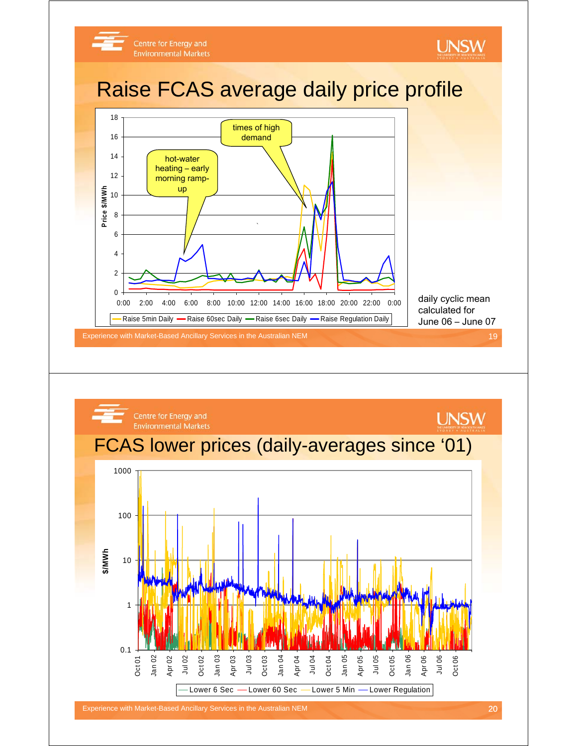# Raise FCAS average daily price profile

Price $/MWh

hot-water heating – early morning ramp-up

times of high demand

Raise 5min Daily — Raise 60sec Daily — Raise 6sec Daily — Raise Regulation Daily

daily cyclic mean calculated for June 06 – June 07

Experience with Market-Based Ancillary Services in the Australian NEM

# FCAS lower prices (daily-averages since '01)

$/MWh

Lower 6 Sec — Lower 60 Sec — Lower 5 Min — Lower Regulation

Experience with Market-Based Ancillary Services in the Australian NEM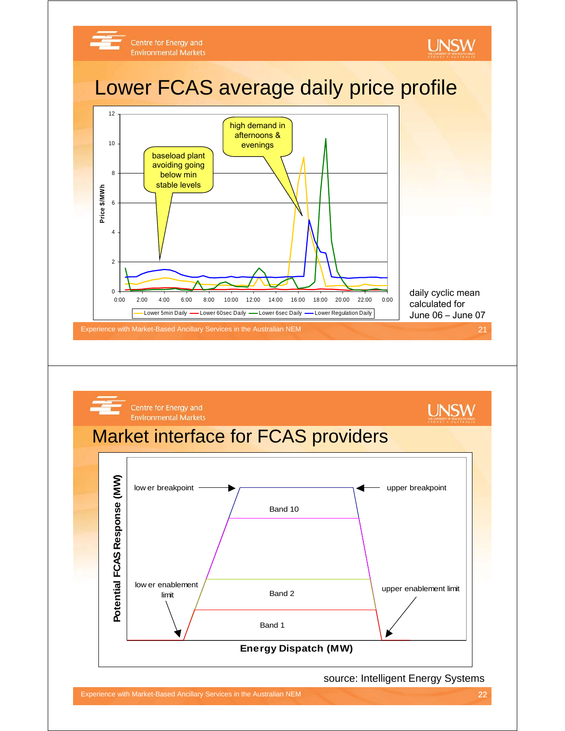## Lower FCAS average daily price profile

baseload plant avoiding going below min stable levels

high demand in afternoons & evenings

Price $/MWh

Lower 5min Daily — Lower 60sec Daily — Lower 6sec Daily — Lower Regulation Daily

daily cyclic mean calculated for June 06 – June 07

## Market interface for FCAS providers

lower breakpoint

upper breakpoint

Band 10

Band 2

Band 1

lower enablement limit

upper enablement limit

Potential FCAS Response (MW)

Energy Dispatch (MW)

source: Intelligent Energy Systems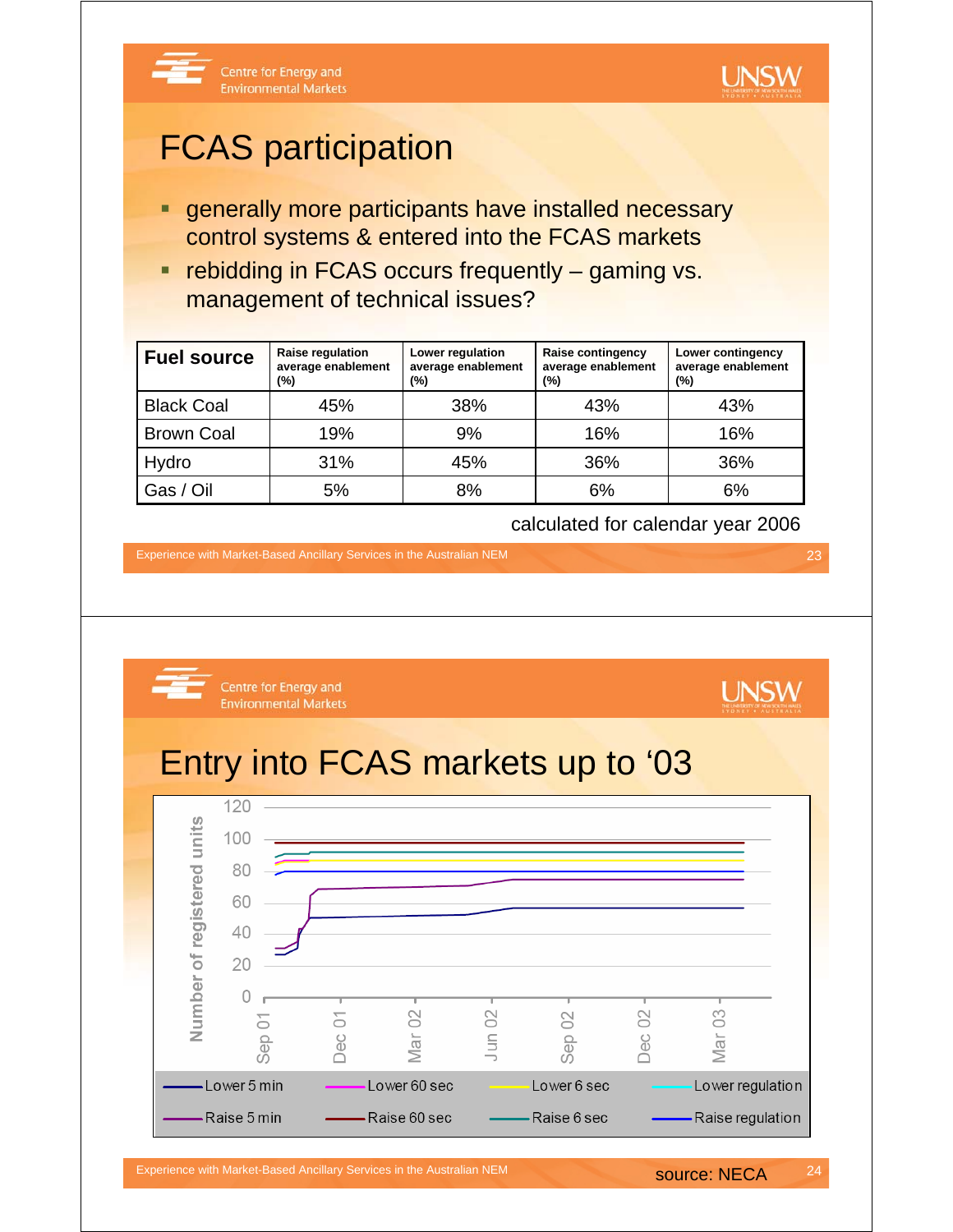# FCAS participation

- generally more participants have installed necessary control systems & entered into the FCAS markets
- rebidding in FCAS occurs frequently – gaming vs. management of technical issues?

| Fuel source | Raise regulation average enablement (%) | Lower regulation average enablement (%) | Raise contingency average enablement (%) | Lower contingency average enablement (%) |
|---|---|---|---|---|
| Black Coal | 45% | 38% | 43% | 43% |
| Brown Coal | 19% | 9% | 16% | 16% |
| Hydro | 31% | 45% | 36% | 36% |
| Gas / Oil | 5% | 8% | 6% | 6% |

calculated for calendar year 2006

# Entry into FCAS markets up to '03

Number of registered units (y-axis: 0–120); x-axis: Sep 01, Dec 01, Mar 02, Jun 02, Sep 02, Dec 02, Mar 03

Legend: Lower 5 min, Lower 60 sec, Lower 6 sec, Lower regulation, Raise 5 min, Raise 60 sec, Raise 6 sec, Raise regulation

source: NECA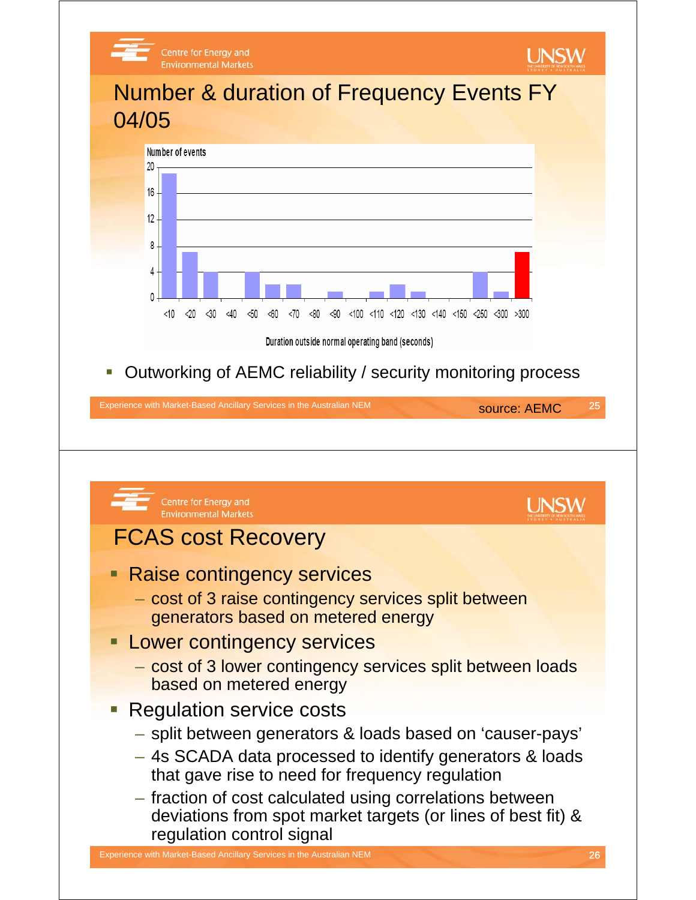# Number & duration of Frequency Events FY 04/05

Number of events

| Duration outside normal operating band (seconds) | Number of events |
|---|---|
| <10 | 19 |
| <20 | 7 |
| <30 | 4 |
| <40 | 0 |
| <50 | 4 |
| <60 | 2 |
| <70 | 2 |
| <80 | 0 |
| <90 | 1 |
| <100 | 0 |
| <110 | 1 |
| <120 | 2 |
| <130 | 1 |
| <140 | 0 |
| <150 | 0 |
| <250 | 4 |
| <300 | 1 |
| >300 | 7 |

- Outworking of AEMC reliability / security monitoring process

source: AEMC

# FCAS cost Recovery

- Raise contingency services
  - cost of 3 raise contingency services split between generators based on metered energy
- Lower contingency services
  - cost of 3 lower contingency services split between loads based on metered energy
- Regulation service costs
  - split between generators & loads based on 'causer-pays'
  - 4s SCADA data processed to identify generators & loads that gave rise to need for frequency regulation
  - fraction of cost calculated using correlations between deviations from spot market targets (or lines of best fit) & regulation control signal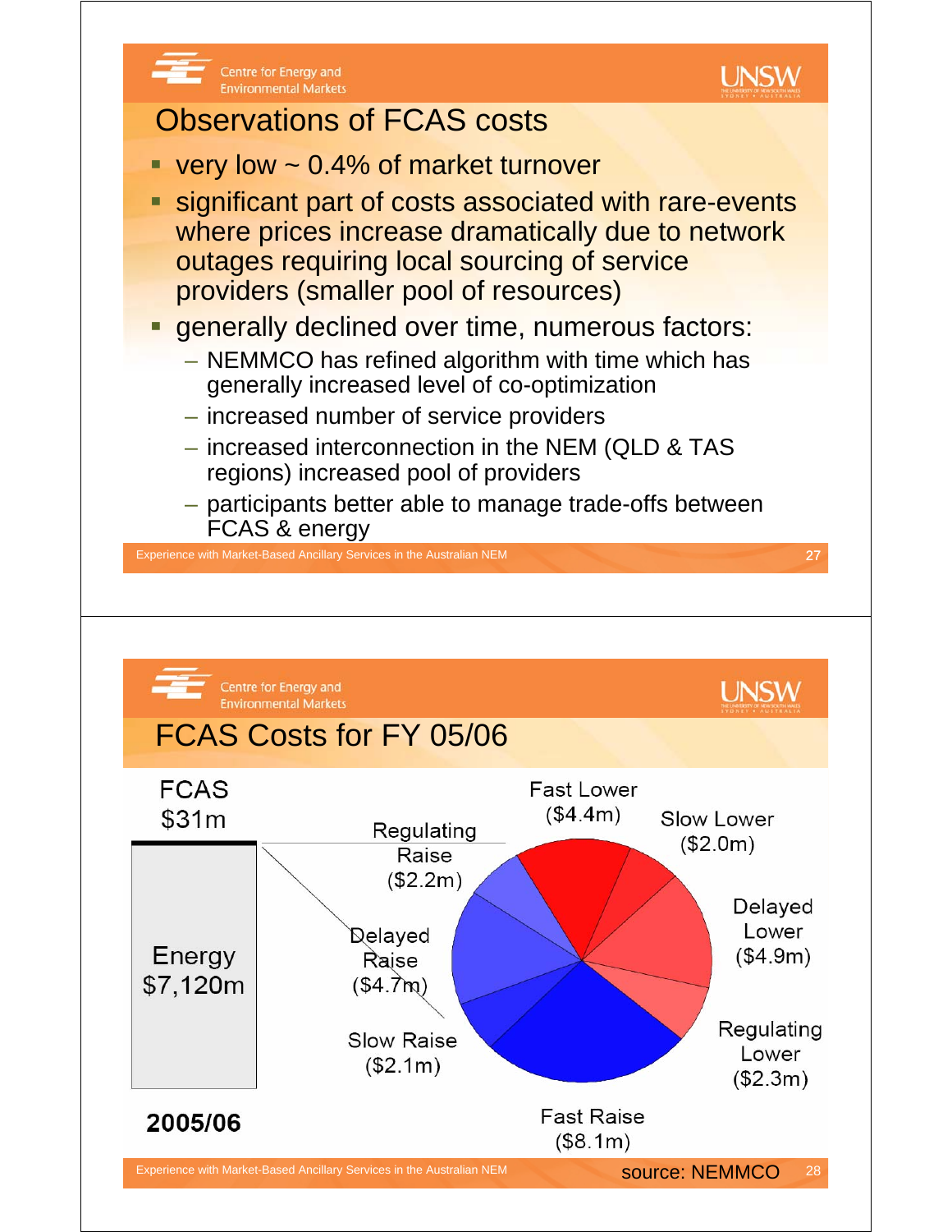# Observations of FCAS costs

- very low ~ 0.4% of market turnover
- significant part of costs associated with rare-events where prices increase dramatically due to network outages requiring local sourcing of service providers (smaller pool of resources)
- generally declined over time, numerous factors:
  - NEMMCO has refined algorithm with time which has generally increased level of co-optimization
  - increased number of service providers
  - increased interconnection in the NEM (QLD & TAS regions) increased pool of providers
  - participants better able to manage trade-offs between FCAS & energy

# FCAS Costs for FY 05/06

FCAS $31m

Energy $7,120m

2005/06

- Fast Lower ($4.4m)
- Slow Lower ($2.0m)
- Delayed Lower ($4.9m)
- Regulating Lower ($2.3m)
- Fast Raise ($8.1m)
- Slow Raise ($2.1m)
- Delayed Raise ($4.7m)
- Regulating Raise ($2.2m)

source: NEMMCO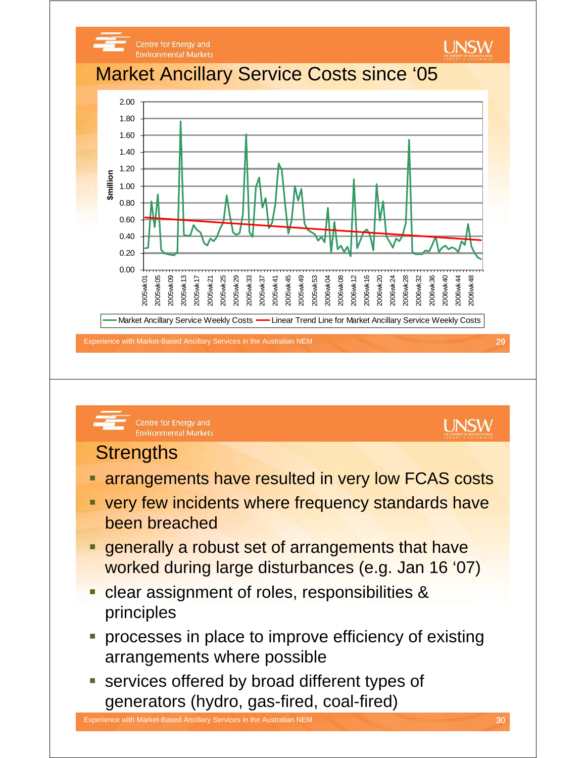## Market Ancillary Service Costs since '05

$million

Market Ancillary Service Weekly Costs — Linear Trend Line for Market Ancillary Service Weekly Costs

## Strengths

- arrangements have resulted in very low FCAS costs
- very few incidents where frequency standards have been breached
- generally a robust set of arrangements that have worked during large disturbances (e.g. Jan 16 '07)
- clear assignment of roles, responsibilities & principles
- processes in place to improve efficiency of existing arrangements where possible
- services offered by broad different types of generators (hydro, gas-fired, coal-fired)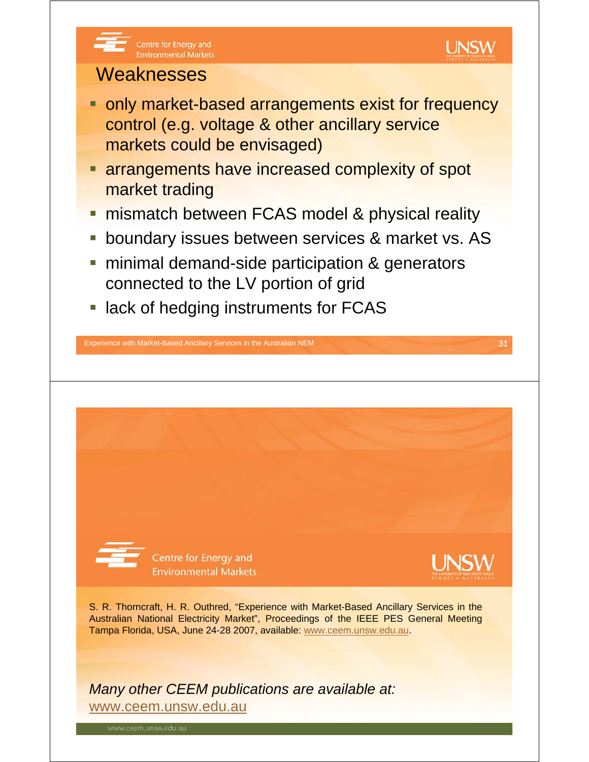## Weaknesses

- only market-based arrangements exist for frequency control (e.g. voltage & other ancillary service markets could be envisaged)
- arrangements have increased complexity of spot market trading
- mismatch between FCAS model & physical reality
- boundary issues between services & market vs. AS
- minimal demand-side participation & generators connected to the LV portion of grid
- lack of hedging instruments for FCAS

Centre for Energy and Environmental Markets

S. R. Thorncraft, H. R. Outhred, "Experience with Market-Based Ancillary Services in the Australian National Electricity Market", Proceedings of the IEEE PES General Meeting Tampa Florida, USA, June 24-28 2007, available: www.ceem.unsw.edu.au.

*Many other CEEM publications are available at:*
www.ceem.unsw.edu.au